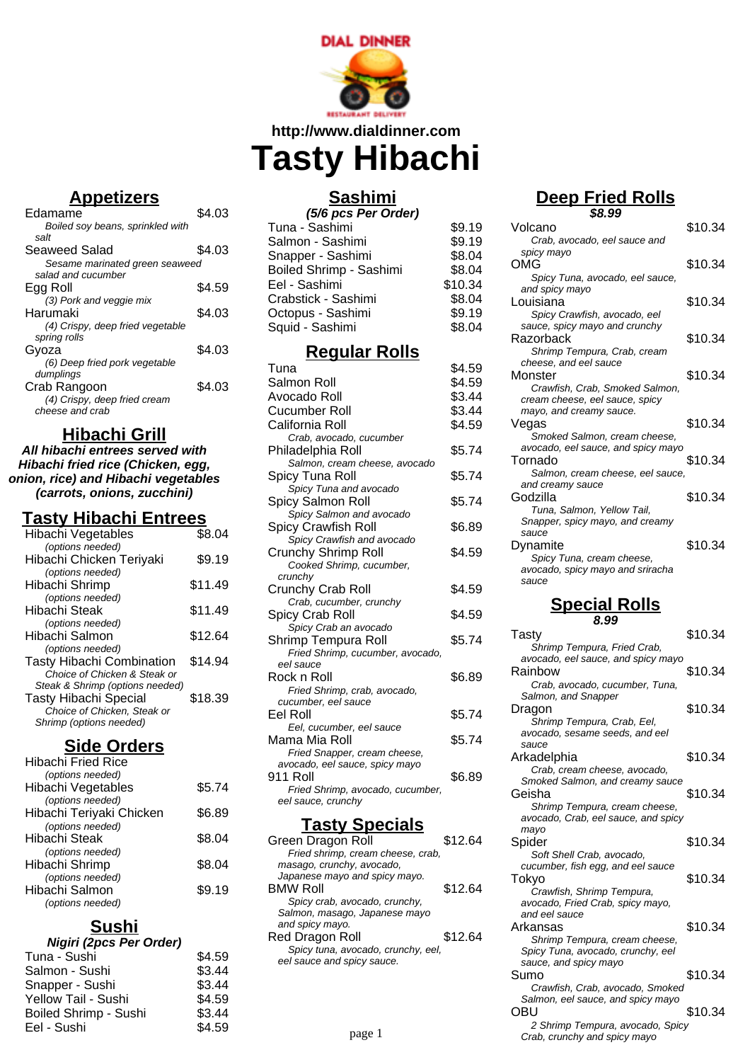http://www.dialdinner.com

# Tasty Hibachi

## Appetizers

| Item | Price |
|---|---|
| Edamame<br>*Boiled soy beans, sprinkled with salt* | $4.03 |
| Seaweed Salad<br>*Sesame marinated green seaweed salad and cucumber* | $4.03 |
| Egg Roll<br>*(3) Pork and veggie mix* | $4.59 |
| Harumaki<br>*(4) Crispy, deep fried vegetable spring rolls* | $4.03 |
| Gyoza<br>*(6) Deep fried pork vegetable dumplings* | $4.03 |
| Crab Rangoon<br>*(4) Crispy, deep fried cream cheese and crab* | $4.03 |

## Hibachi Grill

**All hibachi entrees served with Hibachi fried rice (Chicken, egg, onion, rice) and Hibachi vegetables (carrots, onions, zucchini)**

## Tasty Hibachi Entrees

| Item | Price |
|---|---|
| Hibachi Vegetables<br>*(options needed)* | $8.04 |
| Hibachi Chicken Teriyaki<br>*(options needed)* | $9.19 |
| Hibachi Shrimp<br>*(options needed)* | $11.49 |
| Hibachi Steak<br>*(options needed)* | $11.49 |
| Hibachi Salmon<br>*(options needed)* | $12.64 |
| Tasty Hibachi Combination<br>*Choice of Chicken & Steak or Steak & Shrimp (options needed)* | $14.94 |
| Tasty Hibachi Special<br>*Choice of Chicken, Steak or Shrimp (options needed)* | $18.39 |

## Side Orders

| Item | Price |
|---|---|
| Hibachi Fried Rice<br>*(options needed)* | |
| Hibachi Vegetables<br>*(options needed)* | $5.74 |
| Hibachi Teriyaki Chicken<br>*(options needed)* | $6.89 |
| Hibachi Steak<br>*(options needed)* | $8.04 |
| Hibachi Shrimp<br>*(options needed)* | $8.04 |
| Hibachi Salmon<br>*(options needed)* | $9.19 |

## Sushi

**Nigiri (2pcs Per Order)**

| Item | Price |
|---|---|
| Tuna - Sushi | $4.59 |
| Salmon - Sushi | $3.44 |
| Snapper - Sushi | $3.44 |
| Yellow Tail - Sushi | $4.59 |
| Boiled Shrimp - Sushi | $3.44 |
| Eel - Sushi | $4.59 |

## Sashimi

**(5/6 pcs Per Order)**

| Item | Price |
|---|---|
| Tuna - Sashimi | $9.19 |
| Salmon - Sashimi | $9.19 |
| Snapper - Sashimi | $8.04 |
| Boiled Shrimp - Sashimi | $8.04 |
| Eel - Sashimi | $10.34 |
| Crabstick - Sashimi | $8.04 |
| Octopus - Sashimi | $9.19 |
| Squid - Sashimi | $8.04 |

## Regular Rolls

| Item | Price |
|---|---|
| Tuna | $4.59 |
| Salmon Roll | $4.59 |
| Avocado Roll | $3.44 |
| Cucumber Roll | $3.44 |
| California Roll<br>*Crab, avocado, cucumber* | $4.59 |
| Philadelphia Roll<br>*Salmon, cream cheese, avocado* | $5.74 |
| Spicy Tuna Roll<br>*Spicy Tuna and avocado* | $5.74 |
| Spicy Salmon Roll<br>*Spicy Salmon and avocado* | $5.74 |
| Spicy Crawfish Roll<br>*Spicy Crawfish and avocado* | $6.89 |
| Crunchy Shrimp Roll<br>*Cooked Shrimp, cucumber, crunchy* | $4.59 |
| Crunchy Crab Roll<br>*Crab, cucumber, crunchy* | $4.59 |
| Spicy Crab Roll<br>*Spicy Crab an avocado* | $4.59 |
| Shrimp Tempura Roll<br>*Fried Shrimp, cucumber, avocado, eel sauce* | $5.74 |
| Rock n Roll<br>*Fried Shrimp, crab, avocado, cucumber, eel sauce* | $6.89 |
| Eel Roll<br>*Eel, cucumber, eel sauce* | $5.74 |
| Mama Mia Roll<br>*Fried Snapper, cream cheese, avocado, eel sauce, spicy mayo* | $5.74 |
| 911 Roll<br>*Fried Shrimp, avocado, cucumber, eel sauce, crunchy* | $6.89 |

## Tasty Specials

| Item | Price |
|---|---|
| Green Dragon Roll<br>*Fried shrimp, cream cheese, crab, masago, crunchy, avocado, Japanese mayo and spicy mayo.* | $12.64 |
| BMW Roll<br>*Spicy crab, avocado, crunchy, Salmon, masago, Japanese mayo and spicy mayo.* | $12.64 |
| Red Dragon Roll<br>*Spicy tuna, avocado, crunchy, eel, eel sauce and spicy sauce.* | $12.64 |

## Deep Fried Rolls

**$8.99**

| Item | Price |
|---|---|
| Volcano<br>*Crab, avocado, eel sauce and spicy mayo* | $10.34 |
| OMG<br>*Spicy Tuna, avocado, eel sauce, and spicy mayo* | $10.34 |
| Louisiana<br>*Spicy Crawfish, avocado, eel sauce, spicy mayo and crunchy* | $10.34 |
| Razorback<br>*Shrimp Tempura, Crab, cream cheese, and eel sauce* | $10.34 |
| Monster<br>*Crawfish, Crab, Smoked Salmon, cream cheese, eel sauce, spicy mayo, and creamy sauce.* | $10.34 |
| Vegas<br>*Smoked Salmon, cream cheese, avocado, eel sauce, and spicy mayo* | $10.34 |
| Tornado<br>*Salmon, cream cheese, eel sauce, and creamy sauce* | $10.34 |
| Godzilla<br>*Tuna, Salmon, Yellow Tail, Snapper, spicy mayo, and creamy sauce* | $10.34 |
| Dynamite<br>*Spicy Tuna, cream cheese, avocado, spicy mayo and sriracha sauce* | $10.34 |

## Special Rolls

**8.99**

| Item | Price |
|---|---|
| Tasty<br>*Shrimp Tempura, Fried Crab, avocado, eel sauce, and spicy mayo* | $10.34 |
| Rainbow<br>*Crab, avocado, cucumber, Tuna, Salmon, and Snapper* | $10.34 |
| Dragon<br>*Shrimp Tempura, Crab, Eel, avocado, sesame seeds, and eel sauce* | $10.34 |
| Arkadelphia<br>*Crab, cream cheese, avocado, Smoked Salmon, and creamy sauce* | $10.34 |
| Geisha<br>*Shrimp Tempura, cream cheese, avocado, Crab, eel sauce, and spicy mayo* | $10.34 |
| Spider<br>*Soft Shell Crab, avocado, cucumber, fish egg, and eel sauce* | $10.34 |
| Tokyo<br>*Crawfish, Shrimp Tempura, avocado, Fried Crab, spicy mayo, and eel sauce* | $10.34 |
| Arkansas<br>*Shrimp Tempura, cream cheese, Spicy Tuna, avocado, crunchy, eel sauce, and spicy mayo* | $10.34 |
| Sumo<br>*Crawfish, Crab, avocado, Smoked Salmon, eel sauce, and spicy mayo* | $10.34 |
| OBU<br>*2 Shrimp Tempura, avocado, Spicy Crab, crunchy and spicy mayo* | $10.34 |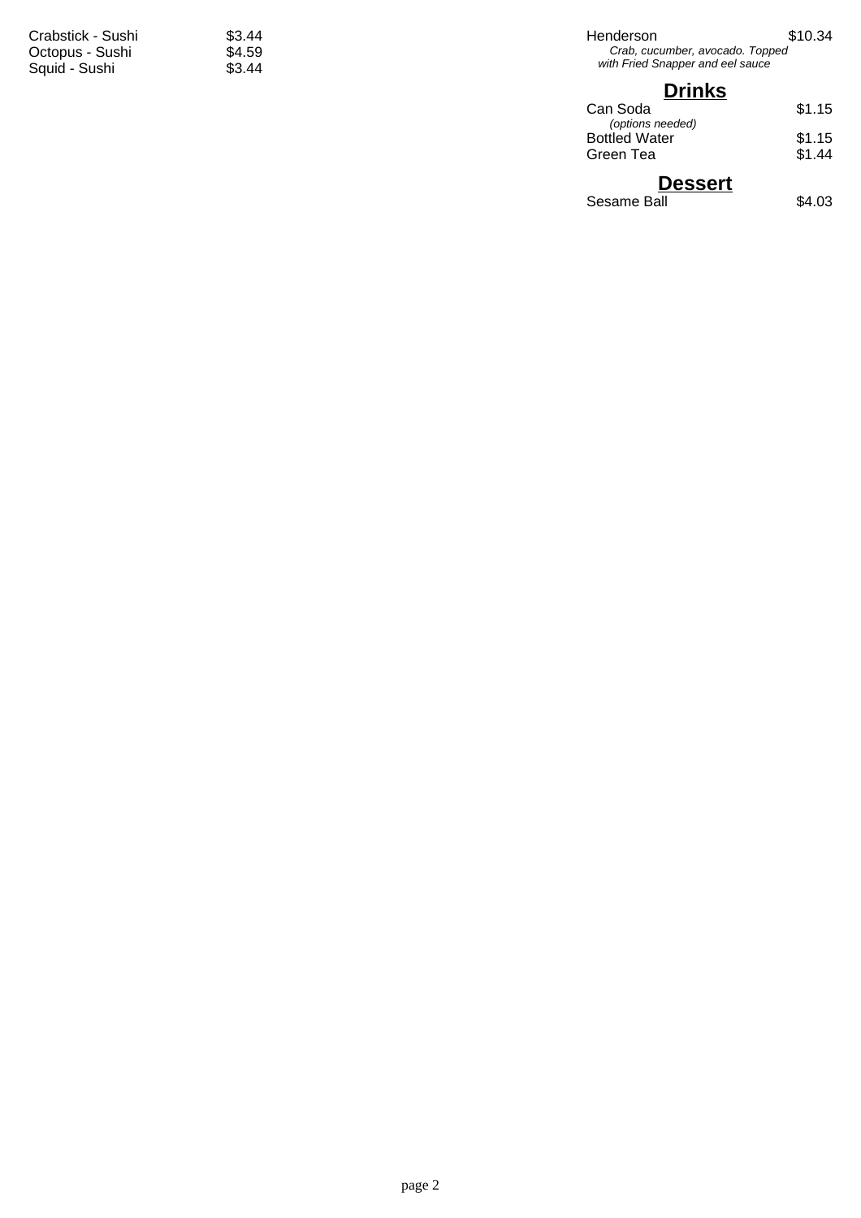| | |
|---|---|
| Crabstick - Sushi | $3.44 |
| Octopus - Sushi | $4.59 |
| Squid - Sushi | $3.44 |

| | |
|---|---|
| Henderson | $10.34 |
| *Crab, cucumber, avocado. Topped with Fried Snapper and eel sauce* | |

## Drinks

| | |
|---|---|
| Can Soda *(options needed)* | $1.15 |
| Bottled Water | $1.15 |
| Green Tea | $1.44 |

## Dessert

| | |
|---|---|
| Sesame Ball | $4.03 |